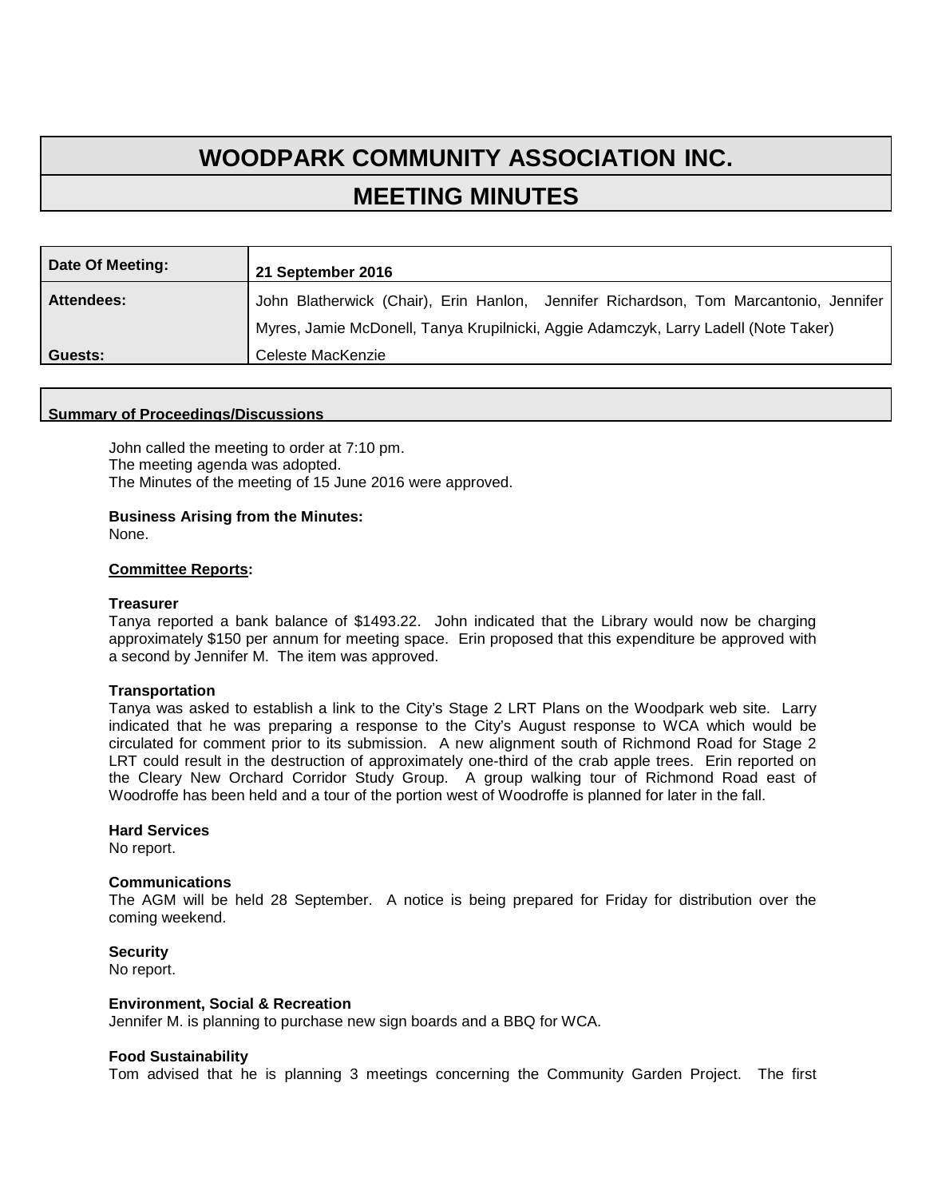# WOODPARK COMMUNITY ASSOCIATION INC.

## MEETING MINUTES

| Date Of Meeting: | 21 September 2016 |
|---|---|
| Attendees: | John Blatherwick (Chair), Erin Hanlon, Jennifer Richardson, Tom Marcantonio, Jennifer Myres, Jamie McDonell, Tanya Krupilnicki, Aggie Adamczyk, Larry Ladell (Note Taker) |
| Guests: | Celeste MacKenzie |

**Summary of Proceedings/Discussions**

John called the meeting to order at 7:10 pm.
The meeting agenda was adopted.
The Minutes of the meeting of 15 June 2016 were approved.

**Business Arising from the Minutes:**
None.

**Committee Reports:**

**Treasurer**
Tanya reported a bank balance of $1493.22. John indicated that the Library would now be charging approximately $150 per annum for meeting space. Erin proposed that this expenditure be approved with a second by Jennifer M. The item was approved.

**Transportation**
Tanya was asked to establish a link to the City's Stage 2 LRT Plans on the Woodpark web site. Larry indicated that he was preparing a response to the City's August response to WCA which would be circulated for comment prior to its submission. A new alignment south of Richmond Road for Stage 2 LRT could result in the destruction of approximately one-third of the crab apple trees. Erin reported on the Cleary New Orchard Corridor Study Group. A group walking tour of Richmond Road east of Woodroffe has been held and a tour of the portion west of Woodroffe is planned for later in the fall.

**Hard Services**
No report.

**Communications**
The AGM will be held 28 September. A notice is being prepared for Friday for distribution over the coming weekend.

**Security**
No report.

**Environment, Social & Recreation**
Jennifer M. is planning to purchase new sign boards and a BBQ for WCA.

**Food Sustainability**
Tom advised that he is planning 3 meetings concerning the Community Garden Project. The first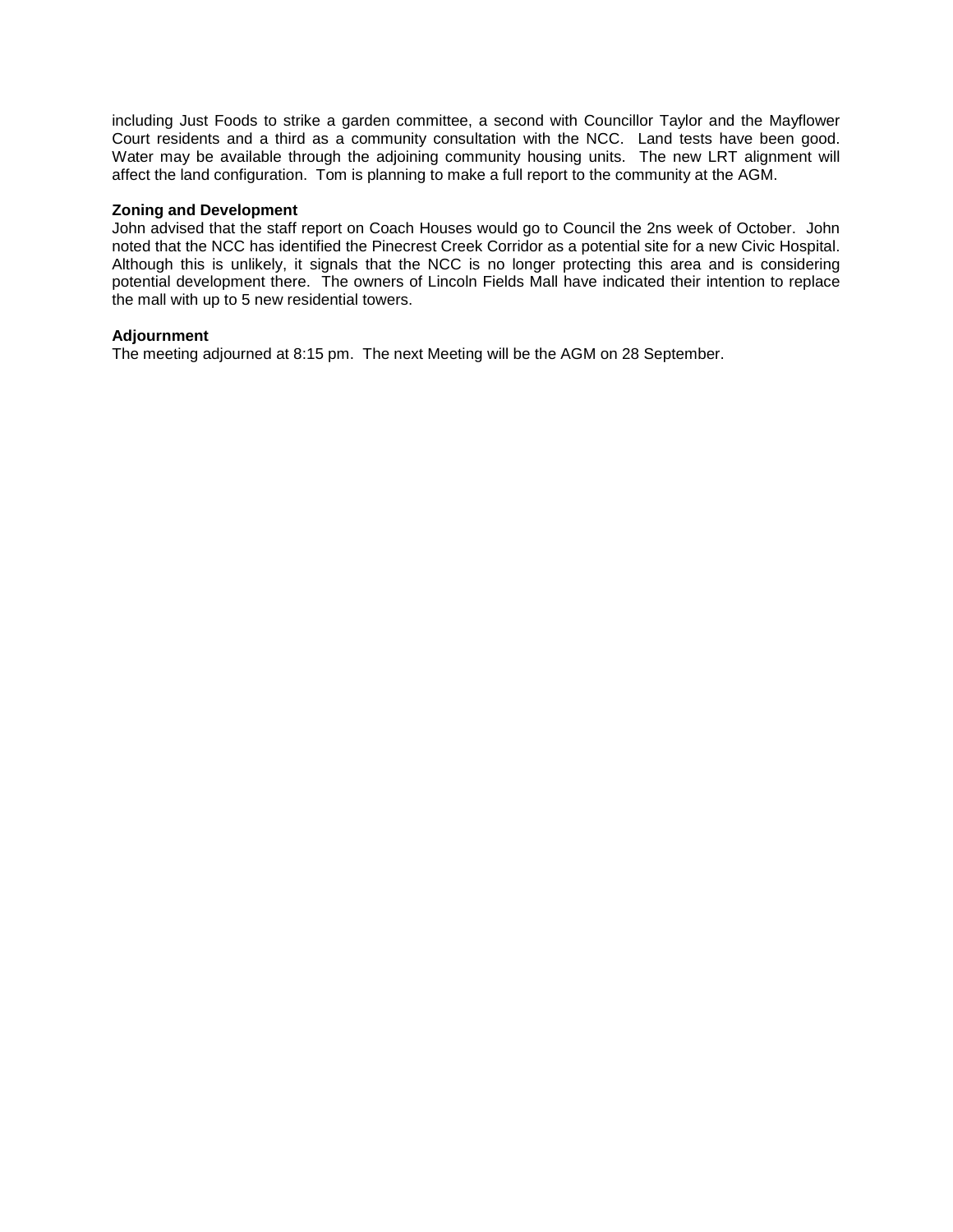including Just Foods to strike a garden committee, a second with Councillor Taylor and the Mayflower Court residents and a third as a community consultation with the NCC. Land tests have been good. Water may be available through the adjoining community housing units. The new LRT alignment will affect the land configuration. Tom is planning to make a full report to the community at the AGM.

**Zoning and Development**

John advised that the staff report on Coach Houses would go to Council the 2ns week of October. John noted that the NCC has identified the Pinecrest Creek Corridor as a potential site for a new Civic Hospital. Although this is unlikely, it signals that the NCC is no longer protecting this area and is considering potential development there. The owners of Lincoln Fields Mall have indicated their intention to replace the mall with up to 5 new residential towers.

**Adjournment**

The meeting adjourned at 8:15 pm. The next Meeting will be the AGM on 28 September.